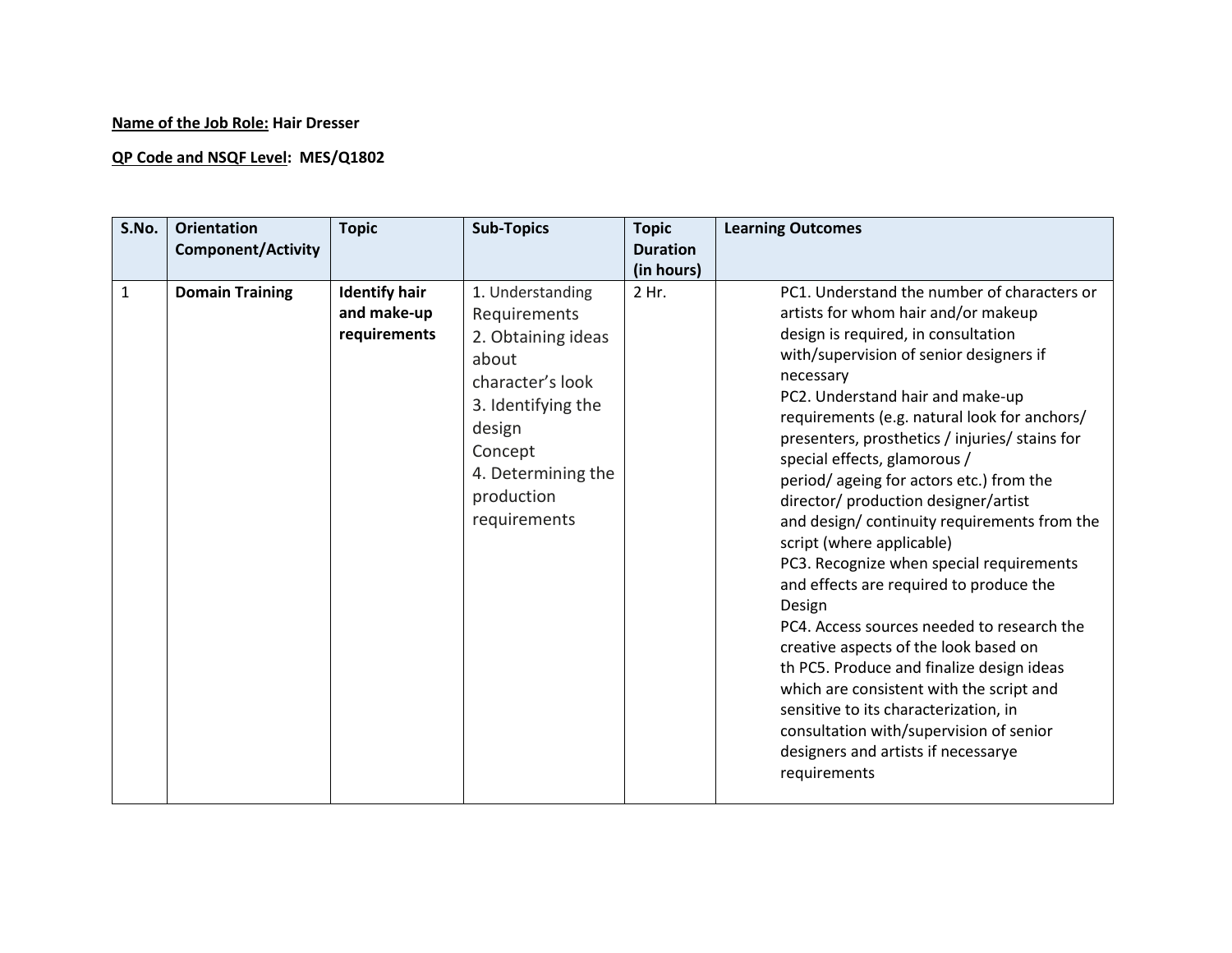**Name of the Job Role:** Hair Dresser

**QP Code and NSQF Level:** MES/Q1802

| S.No. | Orientation Component/Activity | Topic | Sub-Topics | Topic Duration (in hours) | Learning Outcomes |
|---|---|---|---|---|---|
| 1 | **Domain Training** | **Identify hair and make-up requirements** | 1. Understanding Requirements<br>2. Obtaining ideas about character's look<br>3. Identifying the design Concept<br>4. Determining the production requirements | 2 Hr. | PC1. Understand the number of characters or artists for whom hair and/or makeup design is required, in consultation with/supervision of senior designers if necessary<br>PC2. Understand hair and make-up requirements (e.g. natural look for anchors/ presenters, prosthetics / injuries/ stains for special effects, glamorous / period/ ageing for actors etc.) from the director/ production designer/artist and design/ continuity requirements from the script (where applicable)<br>PC3. Recognize when special requirements and effects are required to produce the Design<br>PC4. Access sources needed to research the creative aspects of the look based on th PC5. Produce and finalize design ideas which are consistent with the script and sensitive to its characterization, in consultation with/supervision of senior designers and artists if necessarye requirements |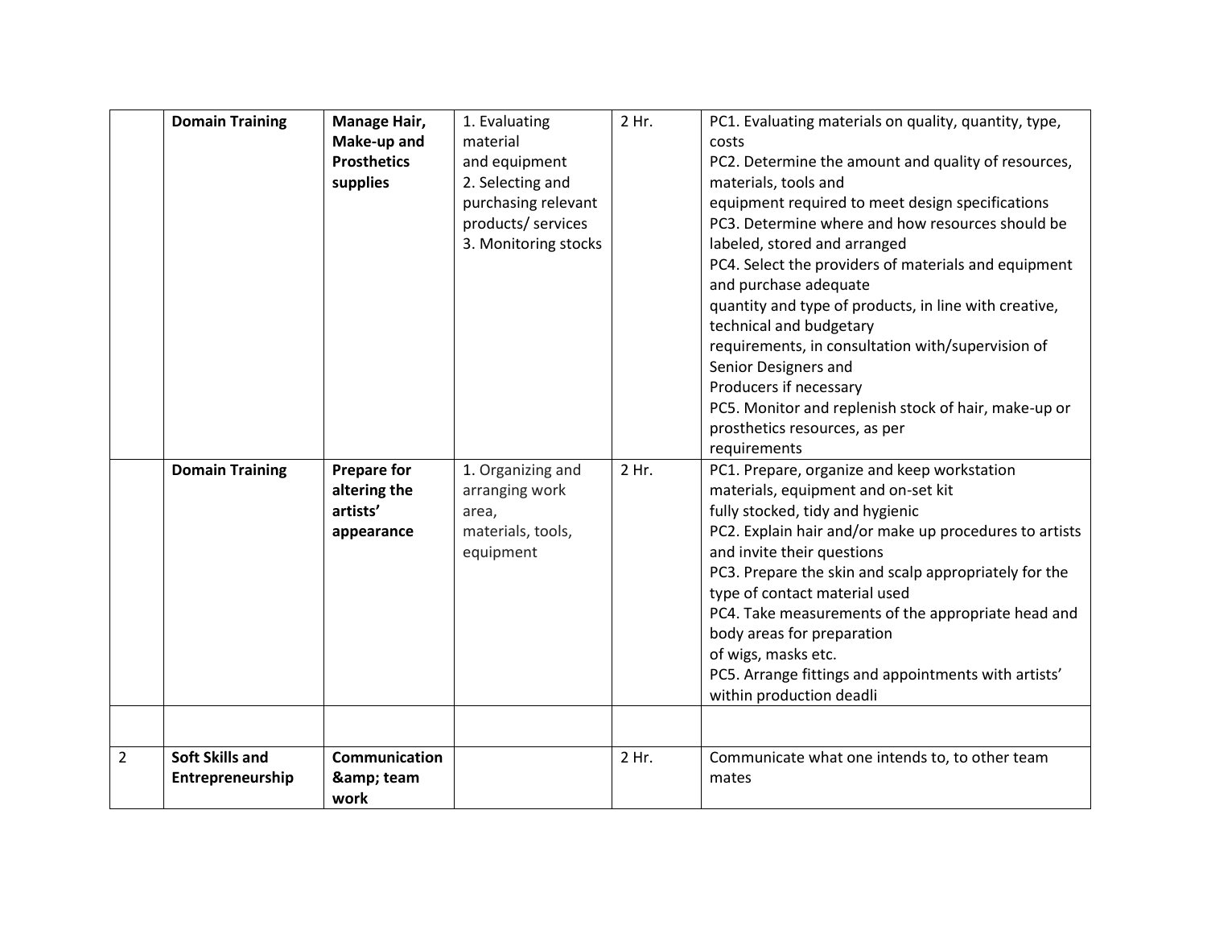| | | | | | |
|---|---|---|---|---|---|
| | **Domain Training** | **Manage Hair, Make-up and Prosthetics supplies** | 1. Evaluating material and equipment<br>2. Selecting and purchasing relevant products/ services<br>3. Monitoring stocks | 2 Hr. | PC1. Evaluating materials on quality, quantity, type, costs<br>PC2. Determine the amount and quality of resources, materials, tools and equipment required to meet design specifications<br>PC3. Determine where and how resources should be labeled, stored and arranged<br>PC4. Select the providers of materials and equipment and purchase adequate quantity and type of products, in line with creative, technical and budgetary requirements, in consultation with/supervision of Senior Designers and Producers if necessary<br>PC5. Monitor and replenish stock of hair, make-up or prosthetics resources, as per requirements |
| | **Domain Training** | **Prepare for altering the artists' appearance** | 1. Organizing and arranging work area, materials, tools, equipment | 2 Hr. | PC1. Prepare, organize and keep workstation materials, equipment and on-set kit fully stocked, tidy and hygienic<br>PC2. Explain hair and/or make up procedures to artists and invite their questions<br>PC3. Prepare the skin and scalp appropriately for the type of contact material used<br>PC4. Take measurements of the appropriate head and body areas for preparation of wigs, masks etc.<br>PC5. Arrange fittings and appointments with artists' within production deadli |
| | | | | | |
| 2 | **Soft Skills and Entrepreneurship** | **Communication &amp; team work** | | 2 Hr. | Communicate what one intends to, to other team mates |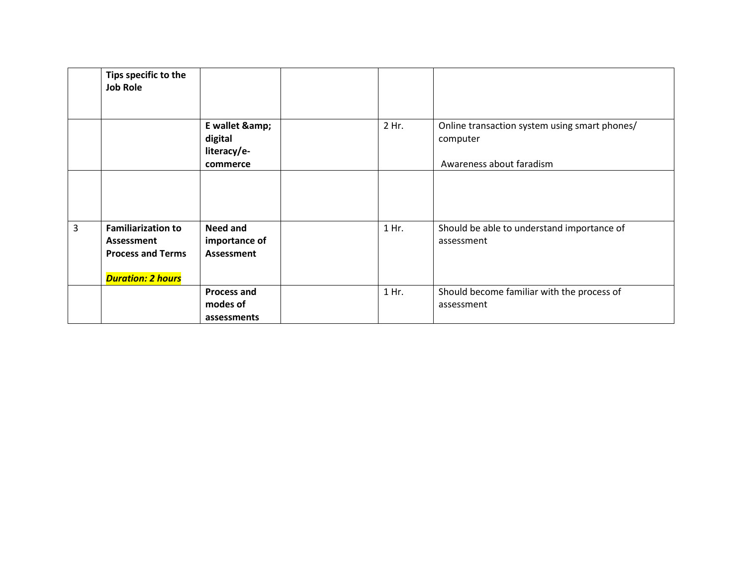| | | | | | |
|---|---|---|---|---|---|
| | **Tips specific to the Job Role** | | | | |
| | | **E wallet &amp; digital literacy/e-commerce** | | 2 Hr. | Online transaction system using smart phones/ computer<br><br>Awareness about faradism |
| | | | | | |
| 3 | **Familiarization to Assessment Process and Terms**<br><br>***Duration: 2 hours*** | **Need and importance of Assessment** | | 1 Hr. | Should be able to understand importance of assessment |
| | | **Process and modes of assessments** | | 1 Hr. | Should become familiar with the process of assessment |